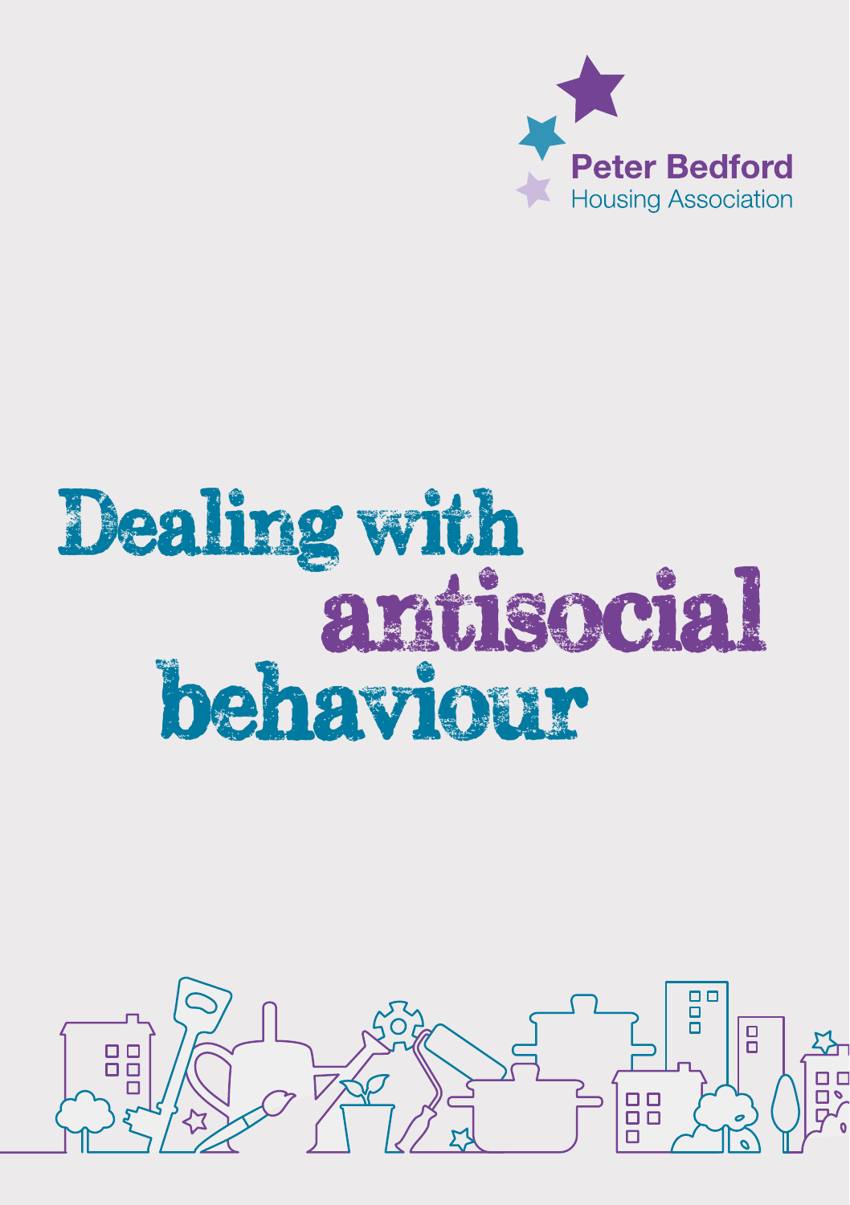Peter Bedford
Housing Association

# Dealing with antisocial behaviour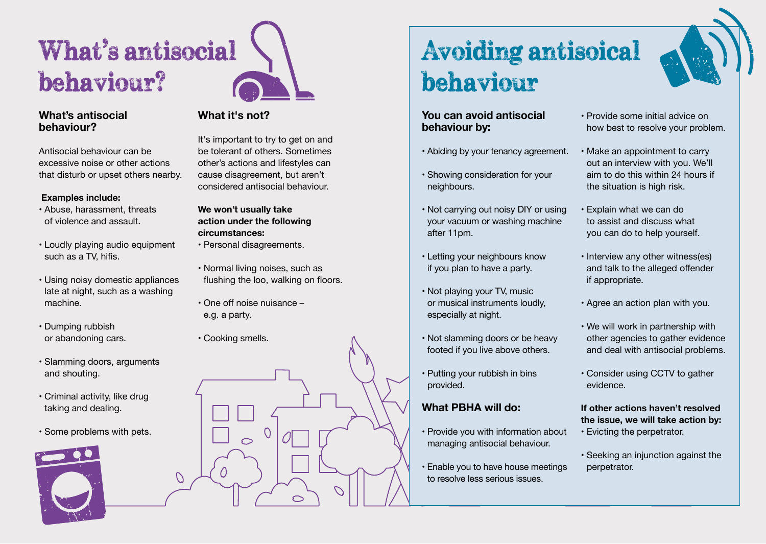# What's antisocial behaviour?

### What's antisocial behaviour?

Antisocial behaviour can be excessive noise or other actions that disturb or upset others nearby.

**Examples include:**

- Abuse, harassment, threats of violence and assault.
- Loudly playing audio equipment such as a TV, hifis.
- Using noisy domestic appliances late at night, such as a washing machine.
- Dumping rubbish or abandoning cars.
- Slamming doors, arguments and shouting.
- Criminal activity, like drug taking and dealing.
- Some problems with pets.

### What it's not?

It's important to try to get on and be tolerant of others. Sometimes other's actions and lifestyles can cause disagreement, but aren't considered antisocial behaviour.

**We won't usually take action under the following circumstances:**

- Personal disagreements.
- Normal living noises, such as flushing the loo, walking on floors.
- One off noise nuisance – e.g. a party.
- Cooking smells.

# Avoiding antisoical behaviour

### You can avoid antisocial behaviour by:

- Abiding by your tenancy agreement.
- Showing consideration for your neighbours.
- Not carrying out noisy DIY or using your vacuum or washing machine after 11pm.
- Letting your neighbours know if you plan to have a party.
- Not playing your TV, music or musical instruments loudly, especially at night.
- Not slamming doors or be heavy footed if you live above others.
- Putting your rubbish in bins provided.

### What PBHA will do:

- Provide you with information about managing antisocial behaviour.
- Enable you to have house meetings to resolve less serious issues.
- Provide some initial advice on how best to resolve your problem.
- Make an appointment to carry out an interview with you. We'll aim to do this within 24 hours if the situation is high risk.
- Explain what we can do to assist and discuss what you can do to help yourself.
- Interview any other witness(es) and talk to the alleged offender if appropriate.
- Agree an action plan with you.
- We will work in partnership with other agencies to gather evidence and deal with antisocial problems.
- Consider using CCTV to gather evidence.

**If other actions haven't resolved the issue, we will take action by:**

- Evicting the perpetrator.
- Seeking an injunction against the perpetrator.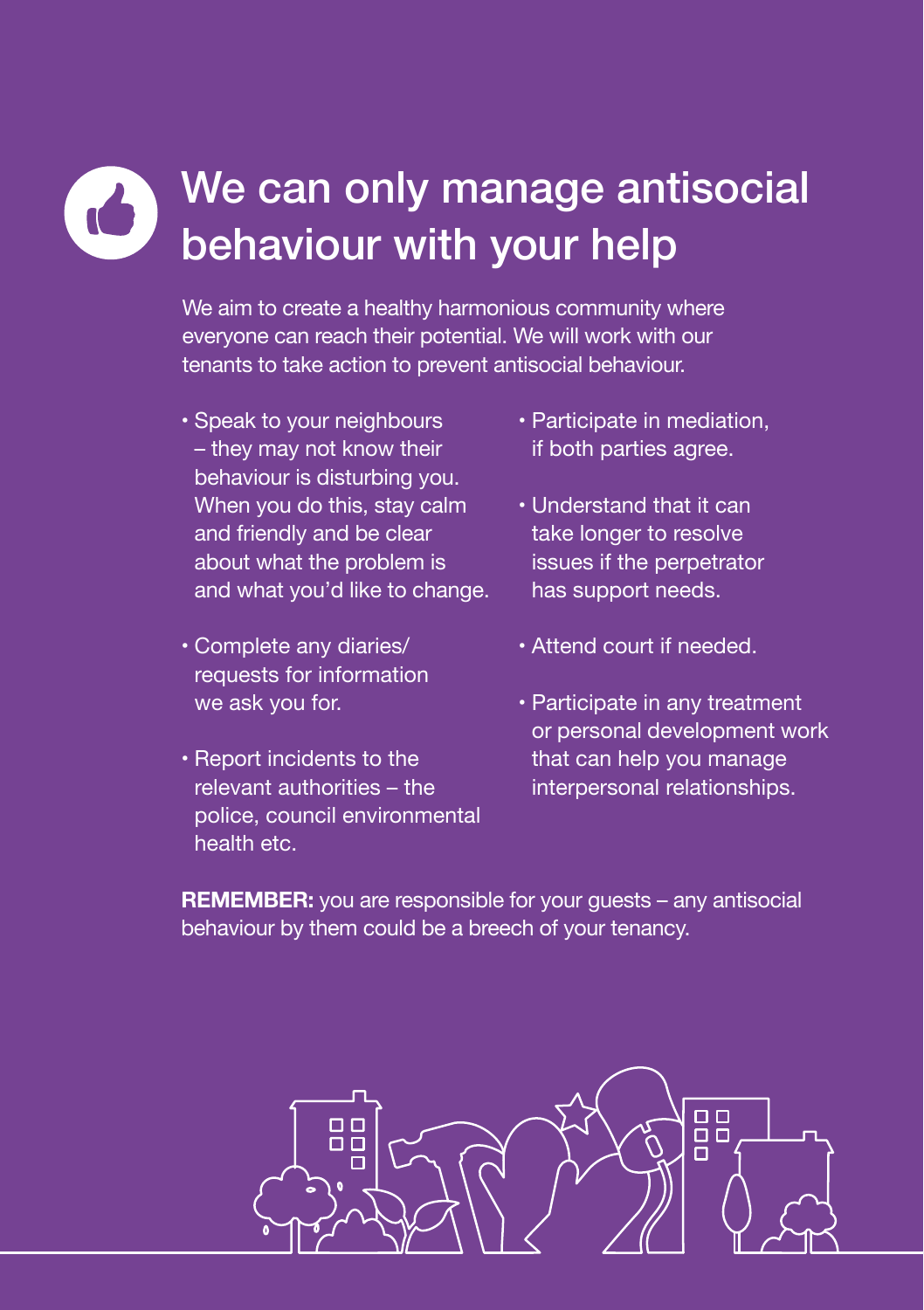# We can only manage antisocial behaviour with your help

We aim to create a healthy harmonious community where everyone can reach their potential. We will work with our tenants to take action to prevent antisocial behaviour.

- Speak to your neighbours – they may not know their behaviour is disturbing you. When you do this, stay calm and friendly and be clear about what the problem is and what you'd like to change.
- Complete any diaries/ requests for information we ask you for.
- Report incidents to the relevant authorities – the police, council environmental health etc.
- Participate in mediation, if both parties agree.
- Understand that it can take longer to resolve issues if the perpetrator has support needs.
- Attend court if needed.
- Participate in any treatment or personal development work that can help you manage interpersonal relationships.

**REMEMBER:** you are responsible for your guests – any antisocial behaviour by them could be a breech of your tenancy.